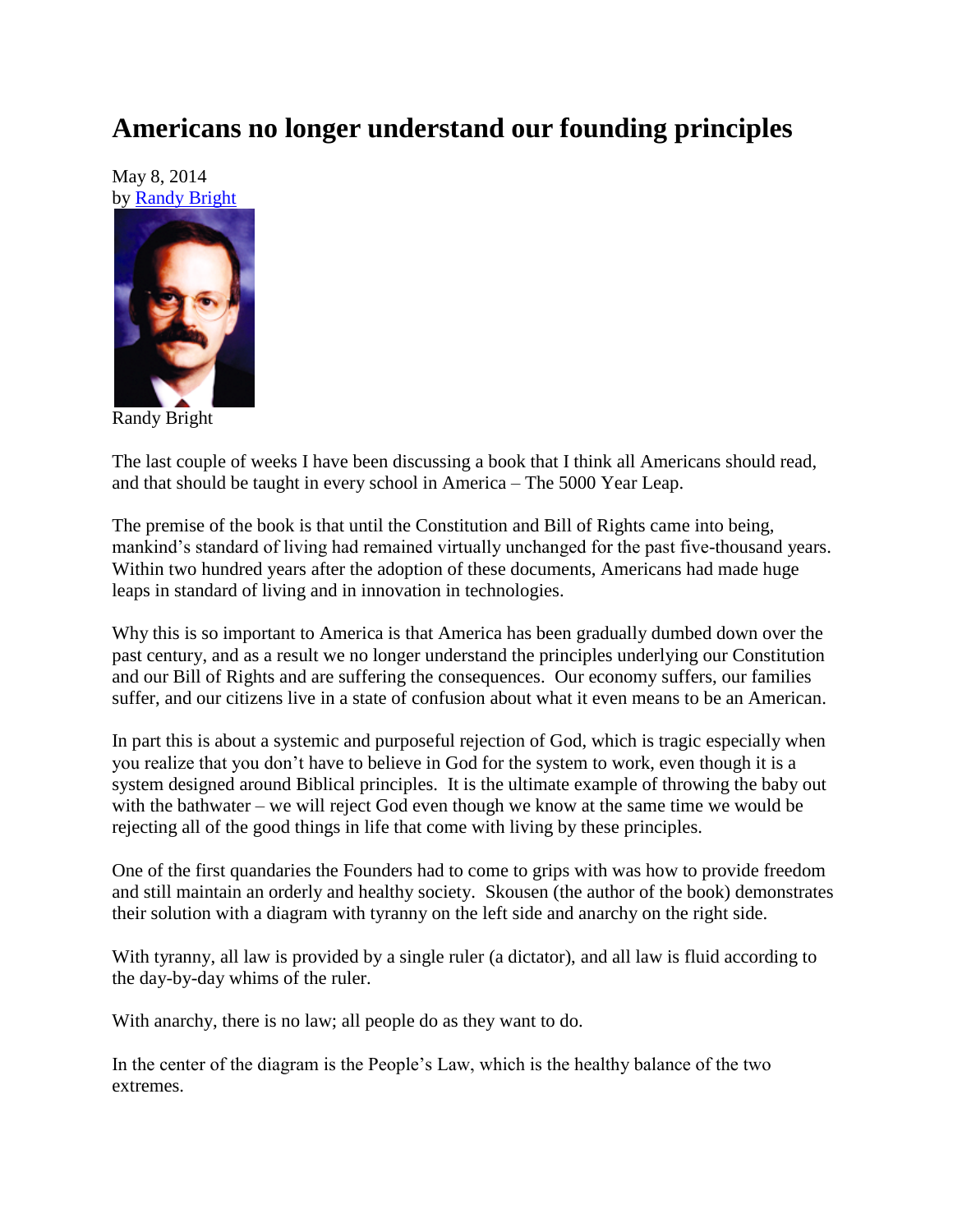# Americans no longer understand our founding principles

May 8, 2014
by Randy Bright

Randy Bright

The last couple of weeks I have been discussing a book that I think all Americans should read, and that should be taught in every school in America – The 5000 Year Leap.

The premise of the book is that until the Constitution and Bill of Rights came into being, mankind's standard of living had remained virtually unchanged for the past five-thousand years. Within two hundred years after the adoption of these documents, Americans had made huge leaps in standard of living and in innovation in technologies.

Why this is so important to America is that America has been gradually dumbed down over the past century, and as a result we no longer understand the principles underlying our Constitution and our Bill of Rights and are suffering the consequences. Our economy suffers, our families suffer, and our citizens live in a state of confusion about what it even means to be an American.

In part this is about a systemic and purposeful rejection of God, which is tragic especially when you realize that you don't have to believe in God for the system to work, even though it is a system designed around Biblical principles. It is the ultimate example of throwing the baby out with the bathwater – we will reject God even though we know at the same time we would be rejecting all of the good things in life that come with living by these principles.

One of the first quandaries the Founders had to come to grips with was how to provide freedom and still maintain an orderly and healthy society. Skousen (the author of the book) demonstrates their solution with a diagram with tyranny on the left side and anarchy on the right side.

With tyranny, all law is provided by a single ruler (a dictator), and all law is fluid according to the day-by-day whims of the ruler.

With anarchy, there is no law; all people do as they want to do.

In the center of the diagram is the People's Law, which is the healthy balance of the two extremes.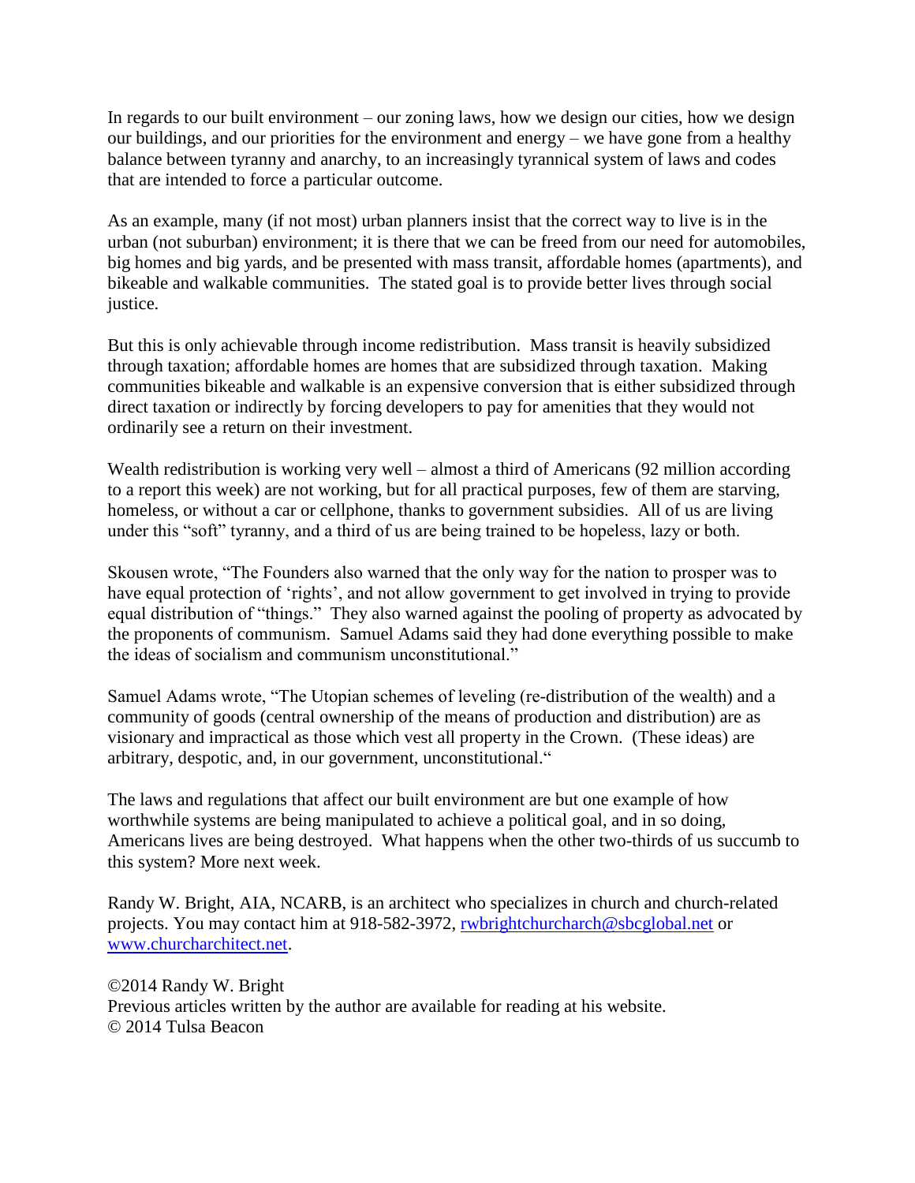In regards to our built environment – our zoning laws, how we design our cities, how we design our buildings, and our priorities for the environment and energy – we have gone from a healthy balance between tyranny and anarchy, to an increasingly tyrannical system of laws and codes that are intended to force a particular outcome.

As an example, many (if not most) urban planners insist that the correct way to live is in the urban (not suburban) environment; it is there that we can be freed from our need for automobiles, big homes and big yards, and be presented with mass transit, affordable homes (apartments), and bikeable and walkable communities. The stated goal is to provide better lives through social justice.

But this is only achievable through income redistribution. Mass transit is heavily subsidized through taxation; affordable homes are homes that are subsidized through taxation. Making communities bikeable and walkable is an expensive conversion that is either subsidized through direct taxation or indirectly by forcing developers to pay for amenities that they would not ordinarily see a return on their investment.

Wealth redistribution is working very well – almost a third of Americans (92 million according to a report this week) are not working, but for all practical purposes, few of them are starving, homeless, or without a car or cellphone, thanks to government subsidies. All of us are living under this "soft" tyranny, and a third of us are being trained to be hopeless, lazy or both.

Skousen wrote, "The Founders also warned that the only way for the nation to prosper was to have equal protection of 'rights', and not allow government to get involved in trying to provide equal distribution of "things." They also warned against the pooling of property as advocated by the proponents of communism. Samuel Adams said they had done everything possible to make the ideas of socialism and communism unconstitutional."

Samuel Adams wrote, "The Utopian schemes of leveling (re-distribution of the wealth) and a community of goods (central ownership of the means of production and distribution) are as visionary and impractical as those which vest all property in the Crown. (These ideas) are arbitrary, despotic, and, in our government, unconstitutional."

The laws and regulations that affect our built environment are but one example of how worthwhile systems are being manipulated to achieve a political goal, and in so doing, Americans lives are being destroyed. What happens when the other two-thirds of us succumb to this system? More next week.

Randy W. Bright, AIA, NCARB, is an architect who specializes in church and church-related projects. You may contact him at 918-582-3972, rwbrightchurcharch@sbcglobal.net or www.churcharchitect.net.

©2014 Randy W. Bright
Previous articles written by the author are available for reading at his website.
© 2014 Tulsa Beacon